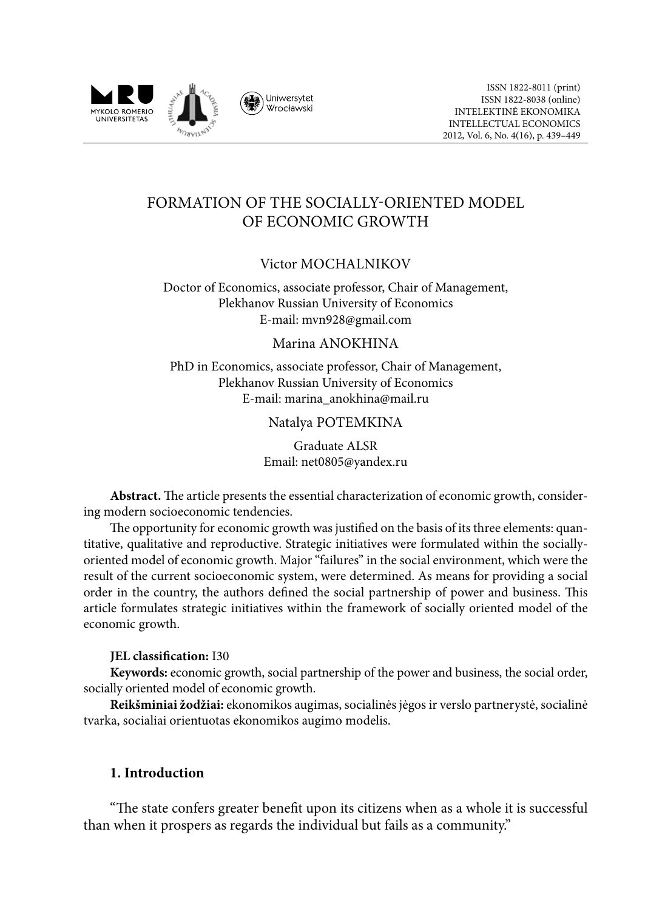# FORMATION OF THE SOCIALLY-ORIENTED MODEL OF ECONOMIC GROWTH

**Victor MOCHALNIKOV**

Doctor of Economics, associate professor, Chair of Management,
Plekhanov Russian University of Economics
E-mail: mvn928@gmail.com

**Marina ANOKHINA**

PhD in Economics, associate professor, Chair of Management,
Plekhanov Russian University of Economics
E-mail: marina_anokhina@mail.ru

**Natalya POTEMKINA**

Graduate ALSR
Email: net0805@yandex.ru

**Abstract.** The article presents the essential characterization of economic growth, considering modern socioeconomic tendencies.

The opportunity for economic growth was justified on the basis of its three elements: quantitative, qualitative and reproductive. Strategic initiatives were formulated within the socially-oriented model of economic growth. Major "failures" in the social environment, which were the result of the current socioeconomic system, were determined. As means for providing a social order in the country, the authors defined the social partnership of power and business. This article formulates strategic initiatives within the framework of socially oriented model of the economic growth.

**JEL classification:** I30

**Keywords:** economic growth, social partnership of the power and business, the social order, socially oriented model of economic growth.

**Reikšminiai žodžiai:** ekonomikos augimas, socialinės jėgos ir verslo partnerystė, socialinė tvarka, socialiai orientuotas ekonomikos augimo modelis.

## 1. Introduction

"The state confers greater benefit upon its citizens when as a whole it is successful than when it prospers as regards the individual but fails as a community."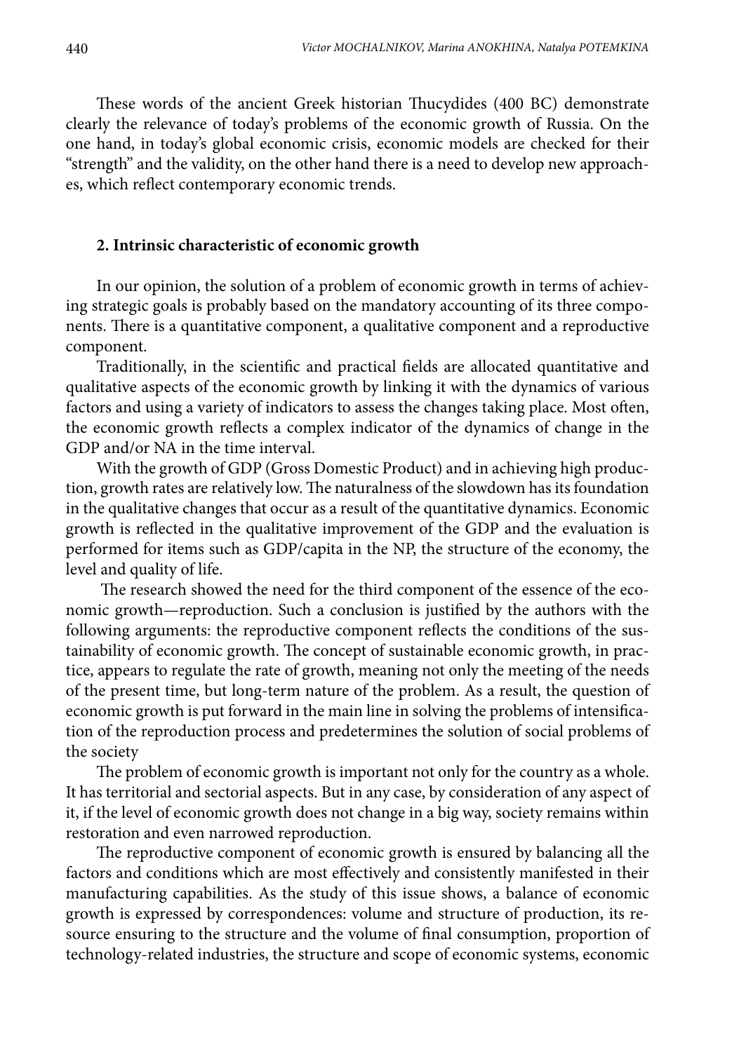These words of the ancient Greek historian Thucydides (400 BC) demonstrate clearly the relevance of today's problems of the economic growth of Russia. On the one hand, in today's global economic crisis, economic models are checked for their "strength" and the validity, on the other hand there is a need to develop new approaches, which reflect contemporary economic trends.

## 2. Intrinsic characteristic of economic growth

In our opinion, the solution of a problem of economic growth in terms of achieving strategic goals is probably based on the mandatory accounting of its three components. There is a quantitative component, a qualitative component and a reproductive component.

Traditionally, in the scientific and practical fields are allocated quantitative and qualitative aspects of the economic growth by linking it with the dynamics of various factors and using a variety of indicators to assess the changes taking place. Most often, the economic growth reflects a complex indicator of the dynamics of change in the GDP and/or NA in the time interval.

With the growth of GDP (Gross Domestic Product) and in achieving high production, growth rates are relatively low. The naturalness of the slowdown has its foundation in the qualitative changes that occur as a result of the quantitative dynamics. Economic growth is reflected in the qualitative improvement of the GDP and the evaluation is performed for items such as GDP/capita in the NP, the structure of the economy, the level and quality of life.

The research showed the need for the third component of the essence of the economic growth—reproduction. Such a conclusion is justified by the authors with the following arguments: the reproductive component reflects the conditions of the sustainability of economic growth. The concept of sustainable economic growth, in practice, appears to regulate the rate of growth, meaning not only the meeting of the needs of the present time, but long-term nature of the problem. As a result, the question of economic growth is put forward in the main line in solving the problems of intensification of the reproduction process and predetermines the solution of social problems of the society

The problem of economic growth is important not only for the country as a whole. It has territorial and sectorial aspects. But in any case, by consideration of any aspect of it, if the level of economic growth does not change in a big way, society remains within restoration and even narrowed reproduction.

The reproductive component of economic growth is ensured by balancing all the factors and conditions which are most effectively and consistently manifested in their manufacturing capabilities. As the study of this issue shows, a balance of economic growth is expressed by correspondences: volume and structure of production, its resource ensuring to the structure and the volume of final consumption, proportion of technology-related industries, the structure and scope of economic systems, economic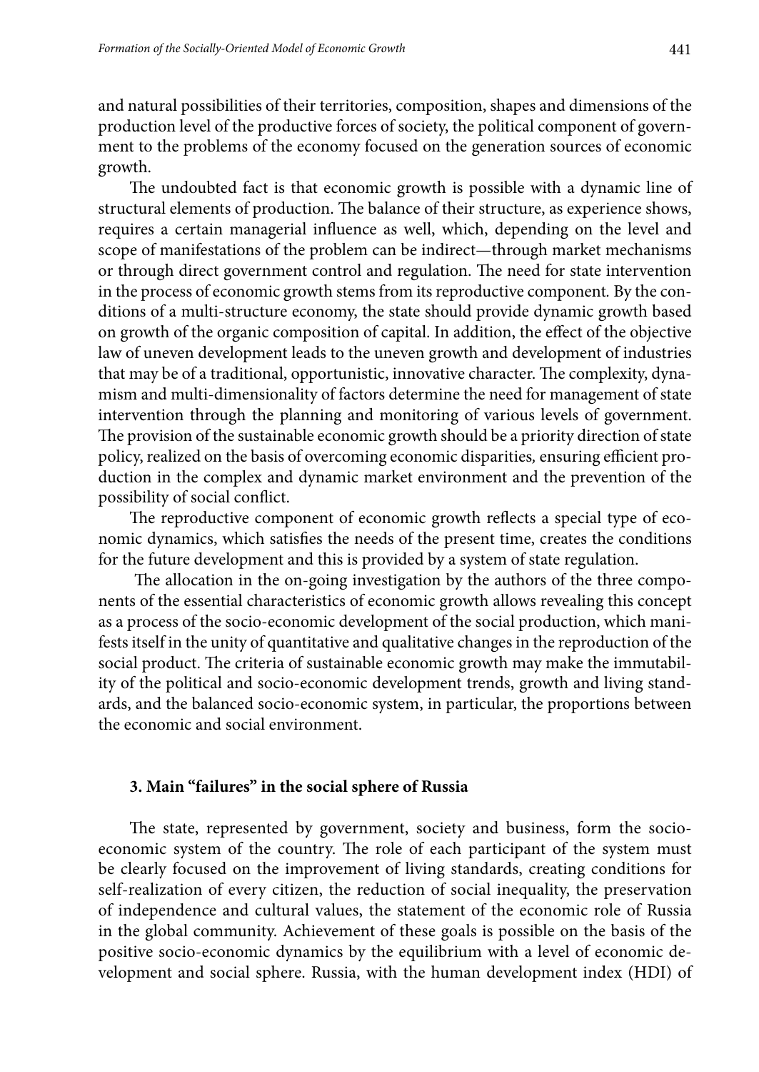and natural possibilities of their territories, composition, shapes and dimensions of the production level of the productive forces of society, the political component of government to the problems of the economy focused on the generation sources of economic growth.

The undoubted fact is that economic growth is possible with a dynamic line of structural elements of production. The balance of their structure, as experience shows, requires a certain managerial influence as well, which, depending on the level and scope of manifestations of the problem can be indirect—through market mechanisms or through direct government control and regulation. The need for state intervention in the process of economic growth stems from its reproductive component. By the conditions of a multi-structure economy, the state should provide dynamic growth based on growth of the organic composition of capital. In addition, the effect of the objective law of uneven development leads to the uneven growth and development of industries that may be of a traditional, opportunistic, innovative character. The complexity, dynamism and multi-dimensionality of factors determine the need for management of state intervention through the planning and monitoring of various levels of government. The provision of the sustainable economic growth should be a priority direction of state policy, realized on the basis of overcoming economic disparities, ensuring efficient production in the complex and dynamic market environment and the prevention of the possibility of social conflict.

The reproductive component of economic growth reflects a special type of economic dynamics, which satisfies the needs of the present time, creates the conditions for the future development and this is provided by a system of state regulation.

The allocation in the on-going investigation by the authors of the three components of the essential characteristics of economic growth allows revealing this concept as a process of the socio-economic development of the social production, which manifests itself in the unity of quantitative and qualitative changes in the reproduction of the social product. The criteria of sustainable economic growth may make the immutability of the political and socio-economic development trends, growth and living standards, and the balanced socio-economic system, in particular, the proportions between the economic and social environment.

## 3. Main "failures" in the social sphere of Russia

The state, represented by government, society and business, form the socio-economic system of the country. The role of each participant of the system must be clearly focused on the improvement of living standards, creating conditions for self-realization of every citizen, the reduction of social inequality, the preservation of independence and cultural values, the statement of the economic role of Russia in the global community. Achievement of these goals is possible on the basis of the positive socio-economic dynamics by the equilibrium with a level of economic development and social sphere. Russia, with the human development index (HDI) of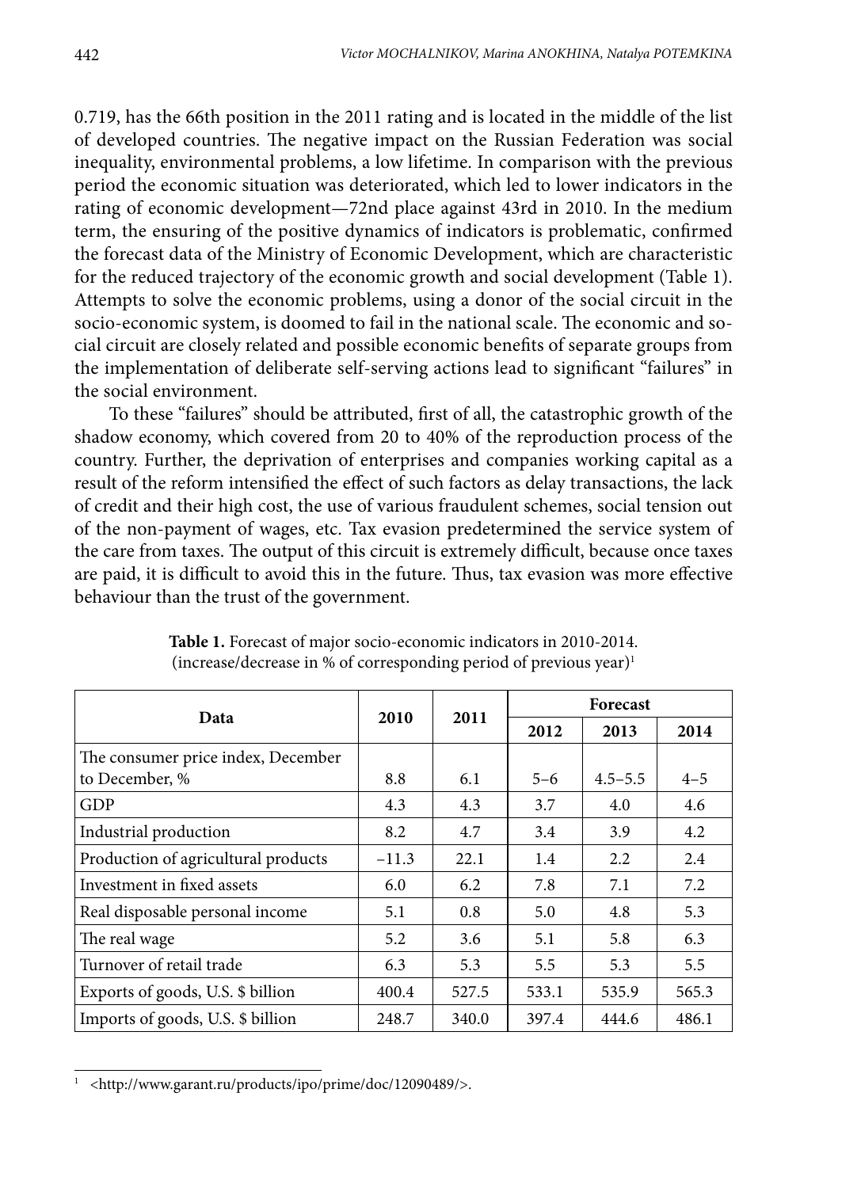0.719, has the 66th position in the 2011 rating and is located in the middle of the list of developed countries. The negative impact on the Russian Federation was social inequality, environmental problems, a low lifetime. In comparison with the previous period the economic situation was deteriorated, which led to lower indicators in the rating of economic development—72nd place against 43rd in 2010. In the medium term, the ensuring of the positive dynamics of indicators is problematic, confirmed the forecast data of the Ministry of Economic Development, which are characteristic for the reduced trajectory of the economic growth and social development (Table 1). Attempts to solve the economic problems, using a donor of the social circuit in the socio-economic system, is doomed to fail in the national scale. The economic and social circuit are closely related and possible economic benefits of separate groups from the implementation of deliberate self-serving actions lead to significant "failures" in the social environment.

To these "failures" should be attributed, first of all, the catastrophic growth of the shadow economy, which covered from 20 to 40% of the reproduction process of the country. Further, the deprivation of enterprises and companies working capital as a result of the reform intensified the effect of such factors as delay transactions, the lack of credit and their high cost, the use of various fraudulent schemes, social tension out of the non-payment of wages, etc. Tax evasion predetermined the service system of the care from taxes. The output of this circuit is extremely difficult, because once taxes are paid, it is difficult to avoid this in the future. Thus, tax evasion was more effective behaviour than the trust of the government.

**Table 1.** Forecast of major socio-economic indicators in 2010-2014. (increase/decrease in % of corresponding period of previous year)[1]

| Data | 2010 | 2011 | Forecast | | |
|---|---|---|---|---|---|
| | | | 2012 | 2013 | 2014 |
| The consumer price index, December to December, % | 8.8 | 6.1 | 5–6 | 4.5–5.5 | 4–5 |
| GDP | 4.3 | 4.3 | 3.7 | 4.0 | 4.6 |
| Industrial production | 8.2 | 4.7 | 3.4 | 3.9 | 4.2 |
| Production of agricultural products | –11.3 | 22.1 | 1.4 | 2.2 | 2.4 |
| Investment in fixed assets | 6.0 | 6.2 | 7.8 | 7.1 | 7.2 |
| Real disposable personal income | 5.1 | 0.8 | 5.0 | 4.8 | 5.3 |
| The real wage | 5.2 | 3.6 | 5.1 | 5.8 | 6.3 |
| Turnover of retail trade | 6.3 | 5.3 | 5.5 | 5.3 | 5.5 |
| Exports of goods, U.S. $ billion | 400.4 | 527.5 | 533.1 | 535.9 | 565.3 |
| Imports of goods, U.S. $ billion | 248.7 | 340.0 | 397.4 | 444.6 | 486.1 |

[1] <http://www.garant.ru/products/ipo/prime/doc/12090489/>.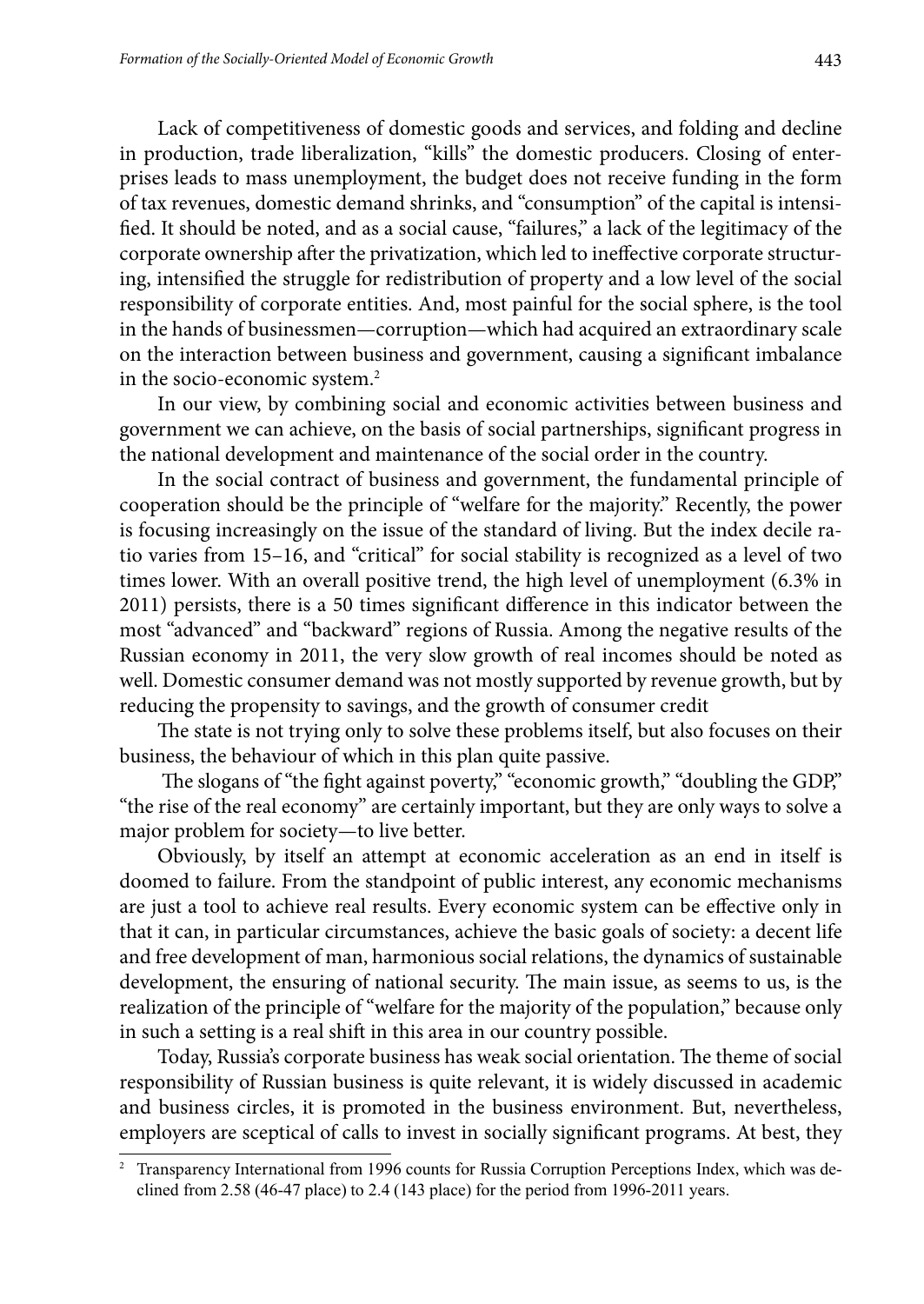Lack of competitiveness of domestic goods and services, and folding and decline in production, trade liberalization, "kills" the domestic producers. Closing of enterprises leads to mass unemployment, the budget does not receive funding in the form of tax revenues, domestic demand shrinks, and "consumption" of the capital is intensified. It should be noted, and as a social cause, "failures," a lack of the legitimacy of the corporate ownership after the privatization, which led to ineffective corporate structuring, intensified the struggle for redistribution of property and a low level of the social responsibility of corporate entities. And, most painful for the social sphere, is the tool in the hands of businessmen—corruption—which had acquired an extraordinary scale on the interaction between business and government, causing a significant imbalance in the socio-economic system.[2]

In our view, by combining social and economic activities between business and government we can achieve, on the basis of social partnerships, significant progress in the national development and maintenance of the social order in the country.

In the social contract of business and government, the fundamental principle of cooperation should be the principle of "welfare for the majority." Recently, the power is focusing increasingly on the issue of the standard of living. But the index decile ratio varies from 15–16, and "critical" for social stability is recognized as a level of two times lower. With an overall positive trend, the high level of unemployment (6.3% in 2011) persists, there is a 50 times significant difference in this indicator between the most "advanced" and "backward" regions of Russia. Among the negative results of the Russian economy in 2011, the very slow growth of real incomes should be noted as well. Domestic consumer demand was not mostly supported by revenue growth, but by reducing the propensity to savings, and the growth of consumer credit

The state is not trying only to solve these problems itself, but also focuses on their business, the behaviour of which in this plan quite passive.

The slogans of "the fight against poverty," "economic growth," "doubling the GDP," "the rise of the real economy" are certainly important, but they are only ways to solve a major problem for society—to live better.

Obviously, by itself an attempt at economic acceleration as an end in itself is doomed to failure. From the standpoint of public interest, any economic mechanisms are just a tool to achieve real results. Every economic system can be effective only in that it can, in particular circumstances, achieve the basic goals of society: a decent life and free development of man, harmonious social relations, the dynamics of sustainable development, the ensuring of national security. The main issue, as seems to us, is the realization of the principle of "welfare for the majority of the population," because only in such a setting is a real shift in this area in our country possible.

Today, Russia's corporate business has weak social orientation. The theme of social responsibility of Russian business is quite relevant, it is widely discussed in academic and business circles, it is promoted in the business environment. But, nevertheless, employers are sceptical of calls to invest in socially significant programs. At best, they

[2] Transparency International from 1996 counts for Russia Corruption Perceptions Index, which was declined from 2.58 (46-47 place) to 2.4 (143 place) for the period from 1996-2011 years.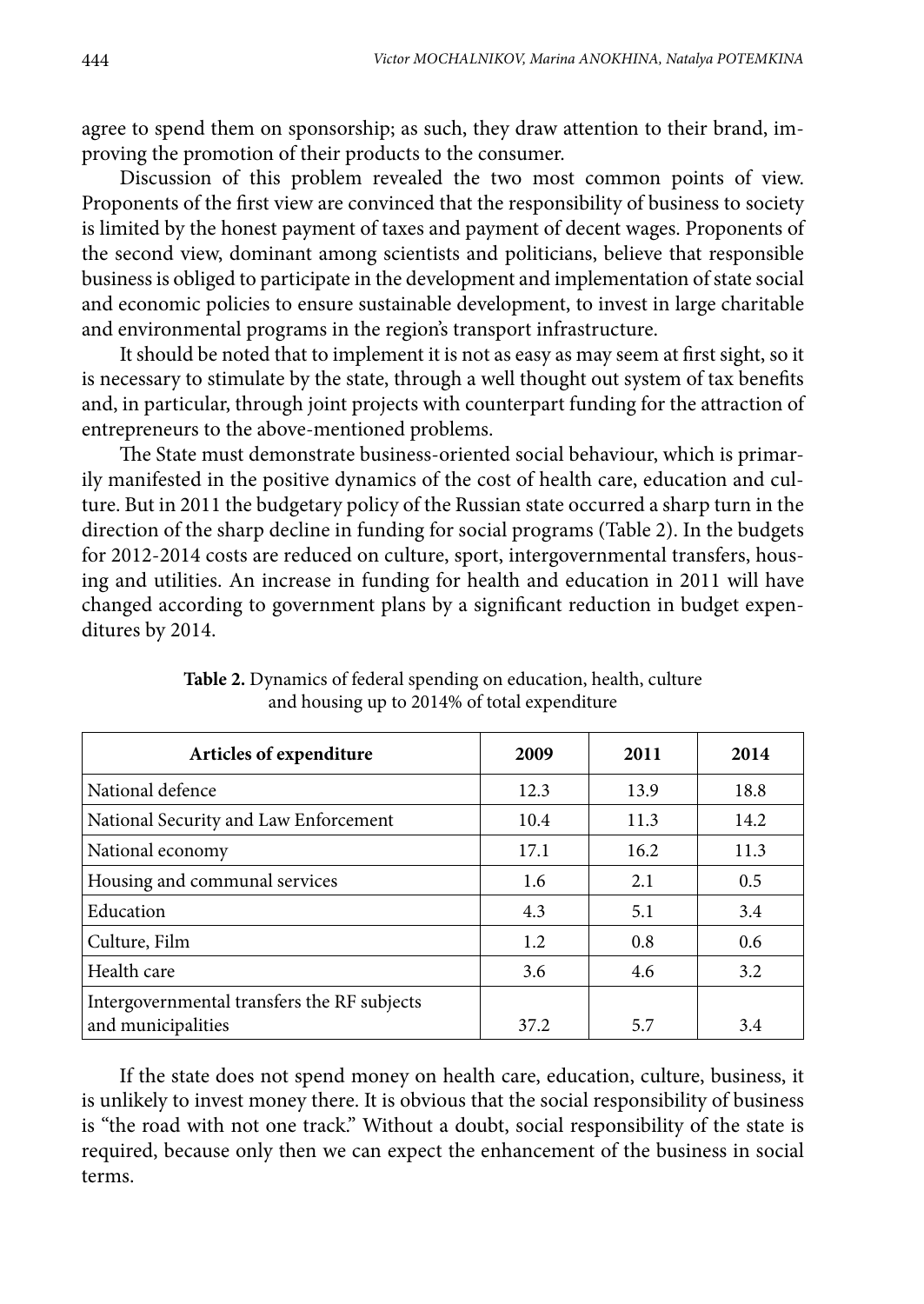agree to spend them on sponsorship; as such, they draw attention to their brand, improving the promotion of their products to the consumer.

Discussion of this problem revealed the two most common points of view. Proponents of the first view are convinced that the responsibility of business to society is limited by the honest payment of taxes and payment of decent wages. Proponents of the second view, dominant among scientists and politicians, believe that responsible business is obliged to participate in the development and implementation of state social and economic policies to ensure sustainable development, to invest in large charitable and environmental programs in the region's transport infrastructure.

It should be noted that to implement it is not as easy as may seem at first sight, so it is necessary to stimulate by the state, through a well thought out system of tax benefits and, in particular, through joint projects with counterpart funding for the attraction of entrepreneurs to the above-mentioned problems.

The State must demonstrate business-oriented social behaviour, which is primarily manifested in the positive dynamics of the cost of health care, education and culture. But in 2011 the budgetary policy of the Russian state occurred a sharp turn in the direction of the sharp decline in funding for social programs (Table 2). In the budgets for 2012-2014 costs are reduced on culture, sport, intergovernmental transfers, housing and utilities. An increase in funding for health and education in 2011 will have changed according to government plans by a significant reduction in budget expenditures by 2014.

**Table 2.** Dynamics of federal spending on education, health, culture and housing up to 2014% of total expenditure

| Articles of expenditure | 2009 | 2011 | 2014 |
| --- | --- | --- | --- |
| National defence | 12.3 | 13.9 | 18.8 |
| National Security and Law Enforcement | 10.4 | 11.3 | 14.2 |
| National economy | 17.1 | 16.2 | 11.3 |
| Housing and communal services | 1.6 | 2.1 | 0.5 |
| Education | 4.3 | 5.1 | 3.4 |
| Culture, Film | 1.2 | 0.8 | 0.6 |
| Health care | 3.6 | 4.6 | 3.2 |
| Intergovernmental transfers the RF subjects and municipalities | 37.2 | 5.7 | 3.4 |

If the state does not spend money on health care, education, culture, business, it is unlikely to invest money there. It is obvious that the social responsibility of business is "the road with not one track." Without a doubt, social responsibility of the state is required, because only then we can expect the enhancement of the business in social terms.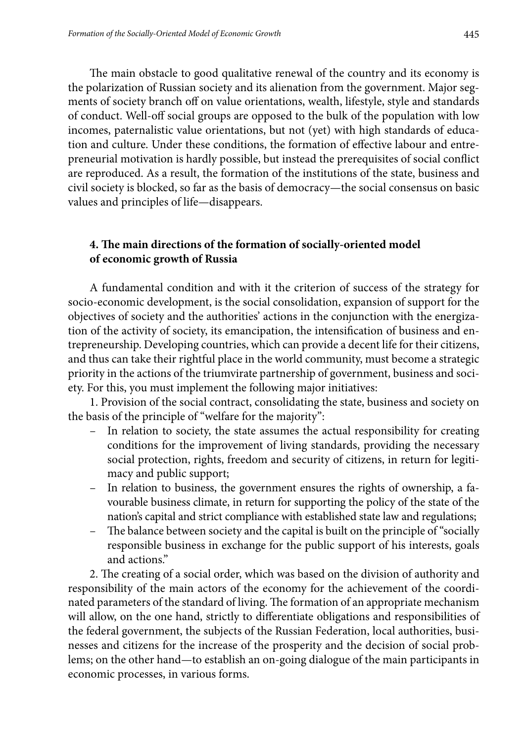The main obstacle to good qualitative renewal of the country and its economy is the polarization of Russian society and its alienation from the government. Major segments of society branch off on value orientations, wealth, lifestyle, style and standards of conduct. Well-off social groups are opposed to the bulk of the population with low incomes, paternalistic value orientations, but not (yet) with high standards of education and culture. Under these conditions, the formation of effective labour and entrepreneurial motivation is hardly possible, but instead the prerequisites of social conflict are reproduced. As a result, the formation of the institutions of the state, business and civil society is blocked, so far as the basis of democracy—the social consensus on basic values and principles of life—disappears.

## 4. The main directions of the formation of socially-oriented model of economic growth of Russia

A fundamental condition and with it the criterion of success of the strategy for socio-economic development, is the social consolidation, expansion of support for the objectives of society and the authorities' actions in the conjunction with the energization of the activity of society, its emancipation, the intensification of business and entrepreneurship. Developing countries, which can provide a decent life for their citizens, and thus can take their rightful place in the world community, must become a strategic priority in the actions of the triumvirate partnership of government, business and society. For this, you must implement the following major initiatives:

1. Provision of the social contract, consolidating the state, business and society on the basis of the principle of "welfare for the majority":
   - In relation to society, the state assumes the actual responsibility for creating conditions for the improvement of living standards, providing the necessary social protection, rights, freedom and security of citizens, in return for legitimacy and public support;
   - In relation to business, the government ensures the rights of ownership, a favourable business climate, in return for supporting the policy of the state of the nation's capital and strict compliance with established state law and regulations;
   - The balance between society and the capital is built on the principle of "socially responsible business in exchange for the public support of his interests, goals and actions."

2. The creating of a social order, which was based on the division of authority and responsibility of the main actors of the economy for the achievement of the coordinated parameters of the standard of living. The formation of an appropriate mechanism will allow, on the one hand, strictly to differentiate obligations and responsibilities of the federal government, the subjects of the Russian Federation, local authorities, businesses and citizens for the increase of the prosperity and the decision of social problems; on the other hand—to establish an on-going dialogue of the main participants in economic processes, in various forms.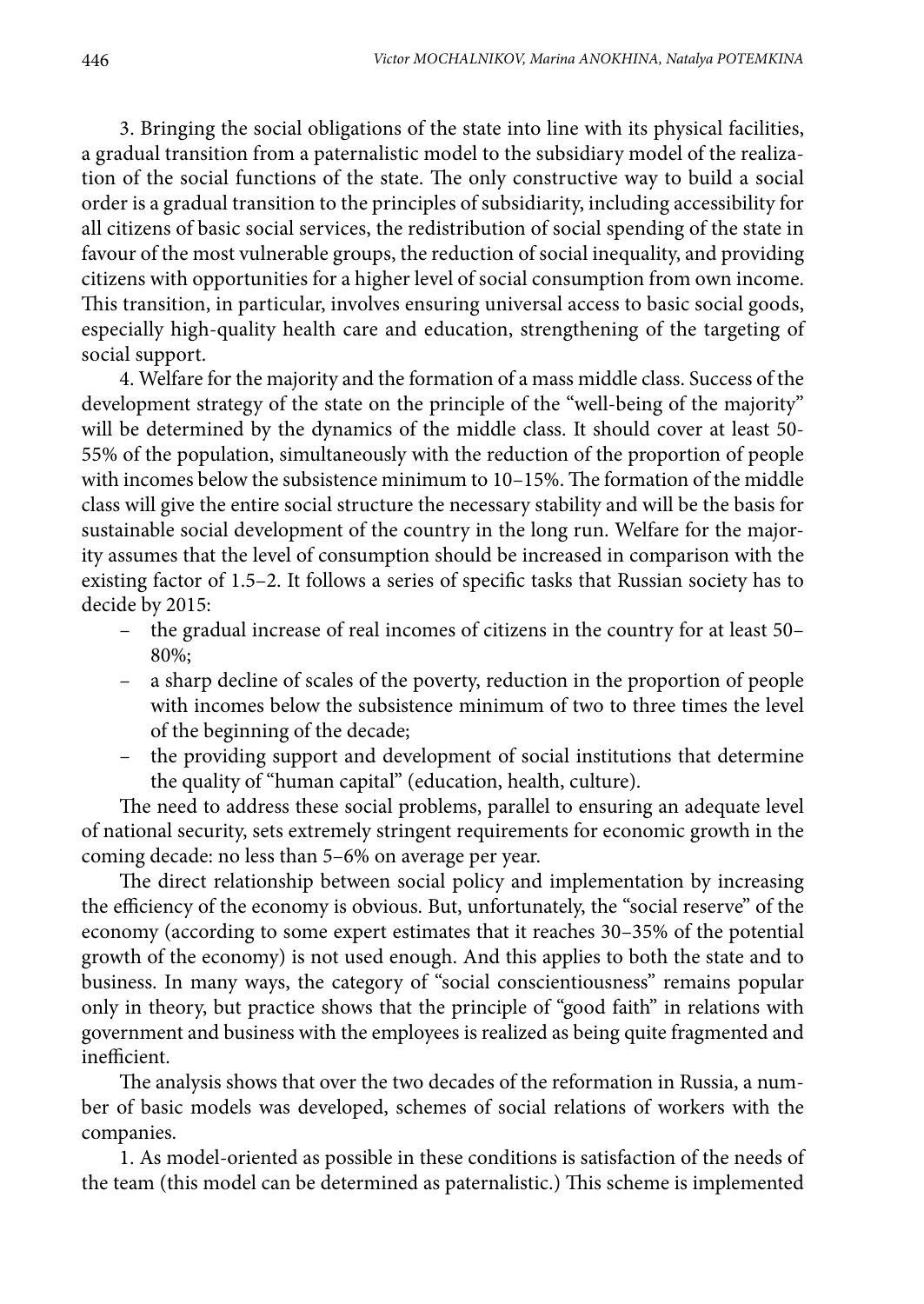3. Bringing the social obligations of the state into line with its physical facilities, a gradual transition from a paternalistic model to the subsidiary model of the realization of the social functions of the state. The only constructive way to build a social order is a gradual transition to the principles of subsidiarity, including accessibility for all citizens of basic social services, the redistribution of social spending of the state in favour of the most vulnerable groups, the reduction of social inequality, and providing citizens with opportunities for a higher level of social consumption from own income. This transition, in particular, involves ensuring universal access to basic social goods, especially high-quality health care and education, strengthening of the targeting of social support.

4. Welfare for the majority and the formation of a mass middle class. Success of the development strategy of the state on the principle of the "well-being of the majority" will be determined by the dynamics of the middle class. It should cover at least 50-55% of the population, simultaneously with the reduction of the proportion of people with incomes below the subsistence minimum to 10–15%. The formation of the middle class will give the entire social structure the necessary stability and will be the basis for sustainable social development of the country in the long run. Welfare for the majority assumes that the level of consumption should be increased in comparison with the existing factor of 1.5–2. It follows a series of specific tasks that Russian society has to decide by 2015:

- the gradual increase of real incomes of citizens in the country for at least 50–80%;
- a sharp decline of scales of the poverty, reduction in the proportion of people with incomes below the subsistence minimum of two to three times the level of the beginning of the decade;
- the providing support and development of social institutions that determine the quality of "human capital" (education, health, culture).

The need to address these social problems, parallel to ensuring an adequate level of national security, sets extremely stringent requirements for economic growth in the coming decade: no less than 5–6% on average per year.

The direct relationship between social policy and implementation by increasing the efficiency of the economy is obvious. But, unfortunately, the "social reserve" of the economy (according to some expert estimates that it reaches 30–35% of the potential growth of the economy) is not used enough. And this applies to both the state and to business. In many ways, the category of "social conscientiousness" remains popular only in theory, but practice shows that the principle of "good faith" in relations with government and business with the employees is realized as being quite fragmented and inefficient.

The analysis shows that over the two decades of the reformation in Russia, a number of basic models was developed, schemes of social relations of workers with the companies.

1. As model-oriented as possible in these conditions is satisfaction of the needs of the team (this model can be determined as paternalistic.) This scheme is implemented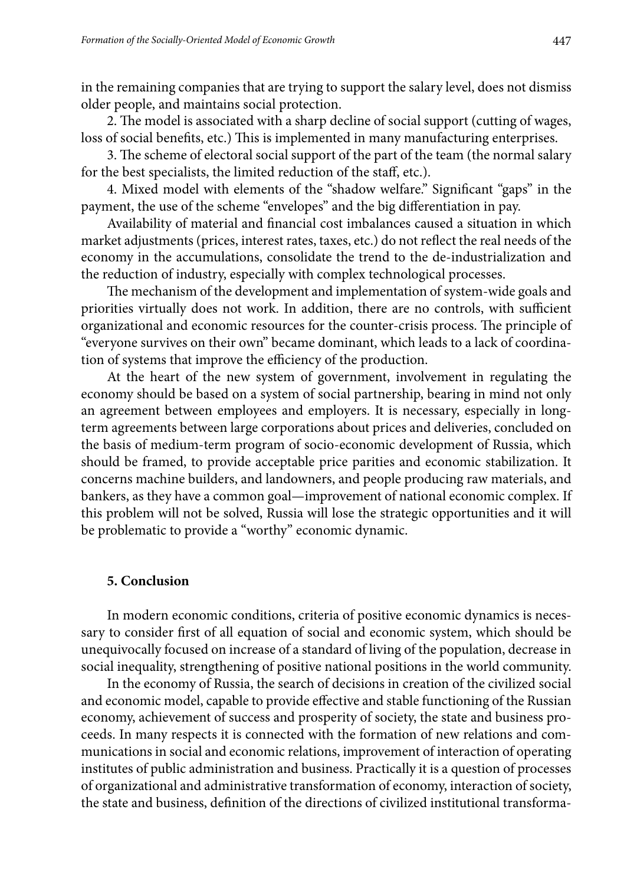in the remaining companies that are trying to support the salary level, does not dismiss older people, and maintains social protection.

2. The model is associated with a sharp decline of social support (cutting of wages, loss of social benefits, etc.) This is implemented in many manufacturing enterprises.

3. The scheme of electoral social support of the part of the team (the normal salary for the best specialists, the limited reduction of the staff, etc.).

4. Mixed model with elements of the "shadow welfare." Significant "gaps" in the payment, the use of the scheme "envelopes" and the big differentiation in pay.

Availability of material and financial cost imbalances caused a situation in which market adjustments (prices, interest rates, taxes, etc.) do not reflect the real needs of the economy in the accumulations, consolidate the trend to the de-industrialization and the reduction of industry, especially with complex technological processes.

The mechanism of the development and implementation of system-wide goals and priorities virtually does not work. In addition, there are no controls, with sufficient organizational and economic resources for the counter-crisis process. The principle of "everyone survives on their own" became dominant, which leads to a lack of coordination of systems that improve the efficiency of the production.

At the heart of the new system of government, involvement in regulating the economy should be based on a system of social partnership, bearing in mind not only an agreement between employees and employers. It is necessary, especially in long-term agreements between large corporations about prices and deliveries, concluded on the basis of medium-term program of socio-economic development of Russia, which should be framed, to provide acceptable price parities and economic stabilization. It concerns machine builders, and landowners, and people producing raw materials, and bankers, as they have a common goal—improvement of national economic complex. If this problem will not be solved, Russia will lose the strategic opportunities and it will be problematic to provide a "worthy" economic dynamic.

## 5. Conclusion

In modern economic conditions, criteria of positive economic dynamics is necessary to consider first of all equation of social and economic system, which should be unequivocally focused on increase of a standard of living of the population, decrease in social inequality, strengthening of positive national positions in the world community.

In the economy of Russia, the search of decisions in creation of the civilized social and economic model, capable to provide effective and stable functioning of the Russian economy, achievement of success and prosperity of society, the state and business proceeds. In many respects it is connected with the formation of new relations and communications in social and economic relations, improvement of interaction of operating institutes of public administration and business. Practically it is a question of processes of organizational and administrative transformation of economy, interaction of society, the state and business, definition of the directions of civilized institutional transforma-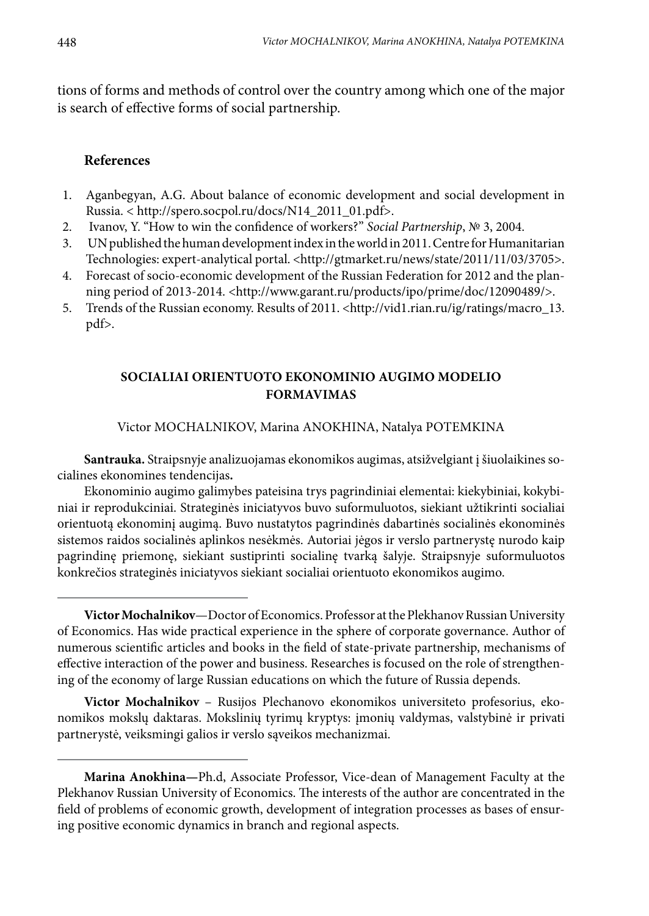tions of forms and methods of control over the country among which one of the major is search of effective forms of social partnership.

## References

1. Aganbegyan, A.G. About balance of economic development and social development in Russia. < http://spero.socpol.ru/docs/N14_2011_01.pdf>.
2. Ivanov, Y. "How to win the confidence of workers?" *Social Partnership*, № 3, 2004.
3. UN published the human development index in the world in 2011. Centre for Humanitarian Technologies: expert-analytical portal. <http://gtmarket.ru/news/state/2011/11/03/3705>.
4. Forecast of socio-economic development of the Russian Federation for 2012 and the planning period of 2013-2014. <http://www.garant.ru/products/ipo/prime/doc/12090489/>.
5. Trends of the Russian economy. Results of 2011. <http://vid1.rian.ru/ig/ratings/macro_13.pdf>.

## SOCIALIAI ORIENTUOTO EKONOMINIO AUGIMO MODELIO FORMAVIMAS

Victor MOCHALNIKOV, Marina ANOKHINA, Natalya POTEMKINA

**Santrauka.** Straipsnyje analizuojamas ekonomikos augimas, atsižvelgiant į šiuolaikines socialines ekonomines tendencijas**.**

Ekonominio augimo galimybes pateisina trys pagrindiniai elementai: kiekybiniai, kokybiniai ir reprodukciniai. Strateginės iniciatyvos buvo suformuluotos, siekiant užtikrinti socialiai orientuotą ekonominį augimą. Buvo nustatytos pagrindinės dabartinės socialinės ekonominės sistemos raidos socialinės aplinkos nesėkmės. Autoriai jėgos ir verslo partnerystę nurodo kaip pagrindinę priemonę, siekiant sustiprinti socialinę tvarką šalyje. Straipsnyje suformuluotos konkrečios strateginės iniciatyvos siekiant socialiai orientuoto ekonomikos augimo.

---

**Victor Mochalnikov**—Doctor of Economics. Professor at the Plekhanov Russian University of Economics. Has wide practical experience in the sphere of corporate governance. Author of numerous scientific articles and books in the field of state-private partnership, mechanisms of effective interaction of the power and business. Researches is focused on the role of strengthening of the economy of large Russian educations on which the future of Russia depends.

**Victor Mochalnikov** – Rusijos Plechanovo ekonomikos universiteto profesorius, ekonomikos mokslų daktaras. Mokslinių tyrimų kryptys: įmonių valdymas, valstybinė ir privati partnerystė, veiksmingi galios ir verslo sąveikos mechanizmai.

---

**Marina Anokhina—**Ph.d, Associate Professor, Vice-dean of Management Faculty at the Plekhanov Russian University of Economics. The interests of the author are concentrated in the field of problems of economic growth, development of integration processes as bases of ensuring positive economic dynamics in branch and regional aspects.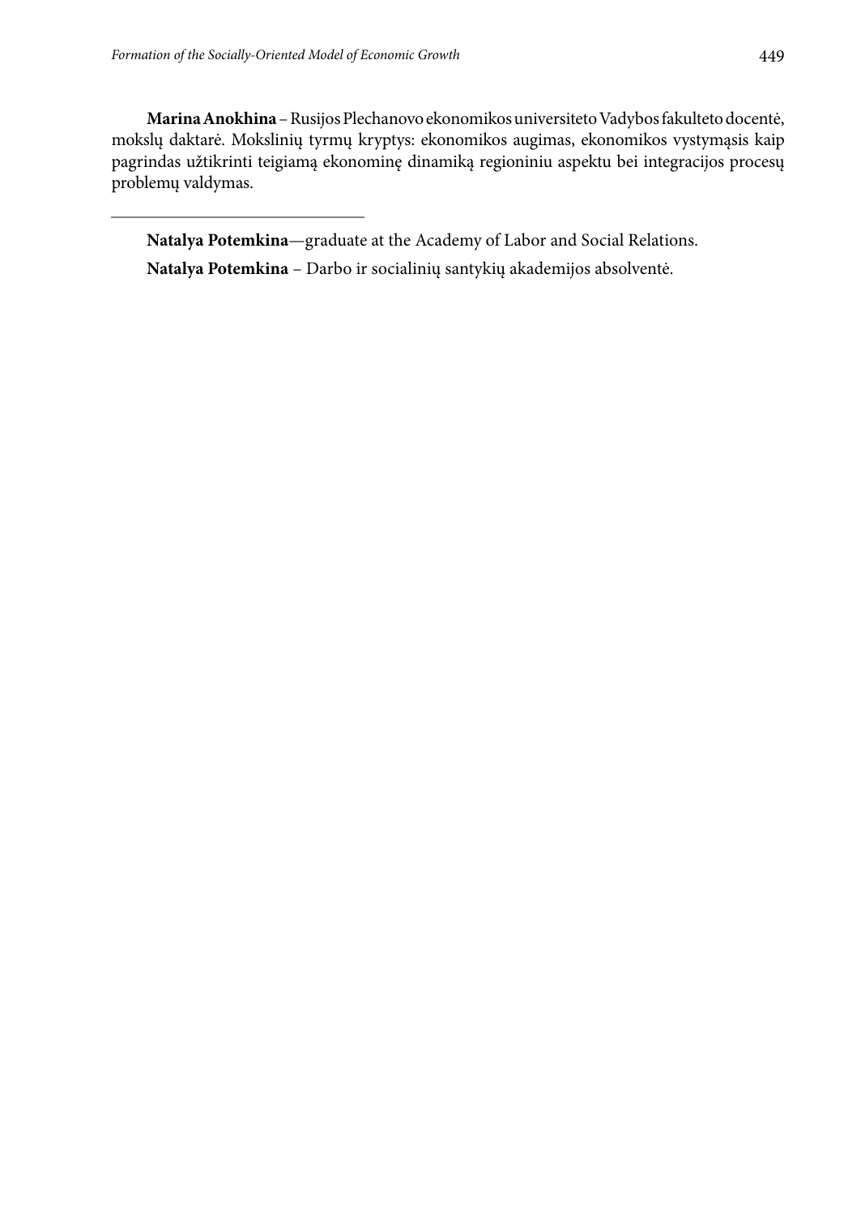**Marina Anokhina** – Rusijos Plechanovo ekonomikos universiteto Vadybos fakulteto docentė, mokslų daktarė. Mokslinių tyrmų kryptys: ekonomikos augimas, ekonomikos vystymąsis kaip pagrindas užtikrinti teigiamą ekonominę dinamiką regioniniu aspektu bei integracijos procesų problemų valdymas.

---

**Natalya Potemkina**—graduate at the Academy of Labor and Social Relations.

**Natalya Potemkina** – Darbo ir socialinių santykių akademijos absolventė.